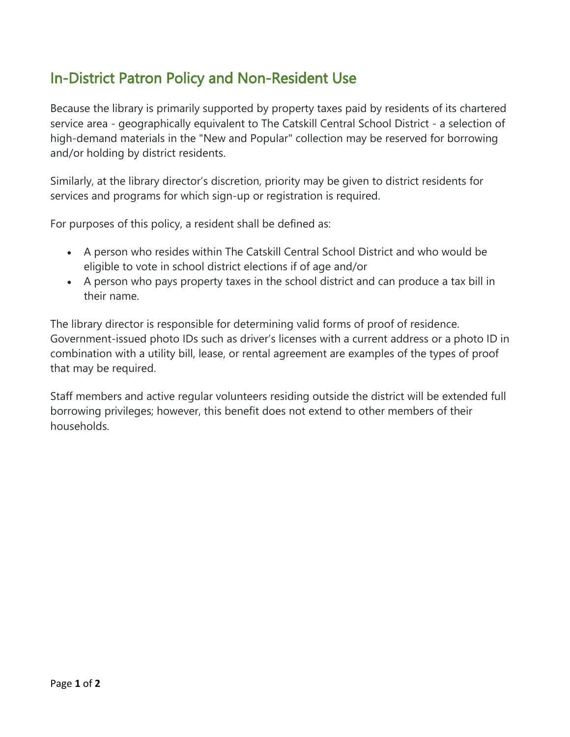# In-District Patron Policy and Non-Resident Use

Because the library is primarily supported by property taxes paid by residents of its chartered service area - geographically equivalent to The Catskill Central School District - a selection of high-demand materials in the "New and Popular" collection may be reserved for borrowing and/or holding by district residents.

Similarly, at the library director's discretion, priority may be given to district residents for services and programs for which sign-up or registration is required.

For purposes of this policy, a resident shall be defined as:

- A person who resides within The Catskill Central School District and who would be eligible to vote in school district elections if of age and/or
- A person who pays property taxes in the school district and can produce a tax bill in their name.

The library director is responsible for determining valid forms of proof of residence. Government-issued photo IDs such as driver's licenses with a current address or a photo ID in combination with a utility bill, lease, or rental agreement are examples of the types of proof that may be required.

Staff members and active regular volunteers residing outside the district will be extended full borrowing privileges; however, this benefit does not extend to other members of their households.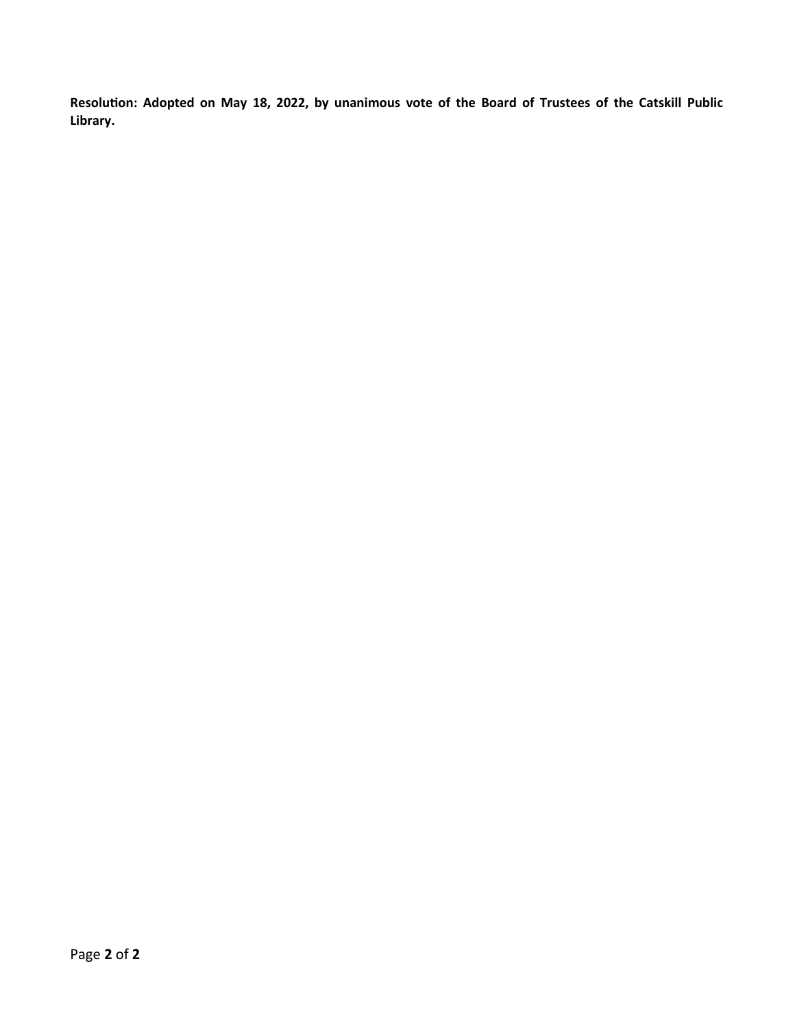**Resolution: Adopted on May 18, 2022, by unanimous vote of the Board of Trustees of the Catskill Public Library.**